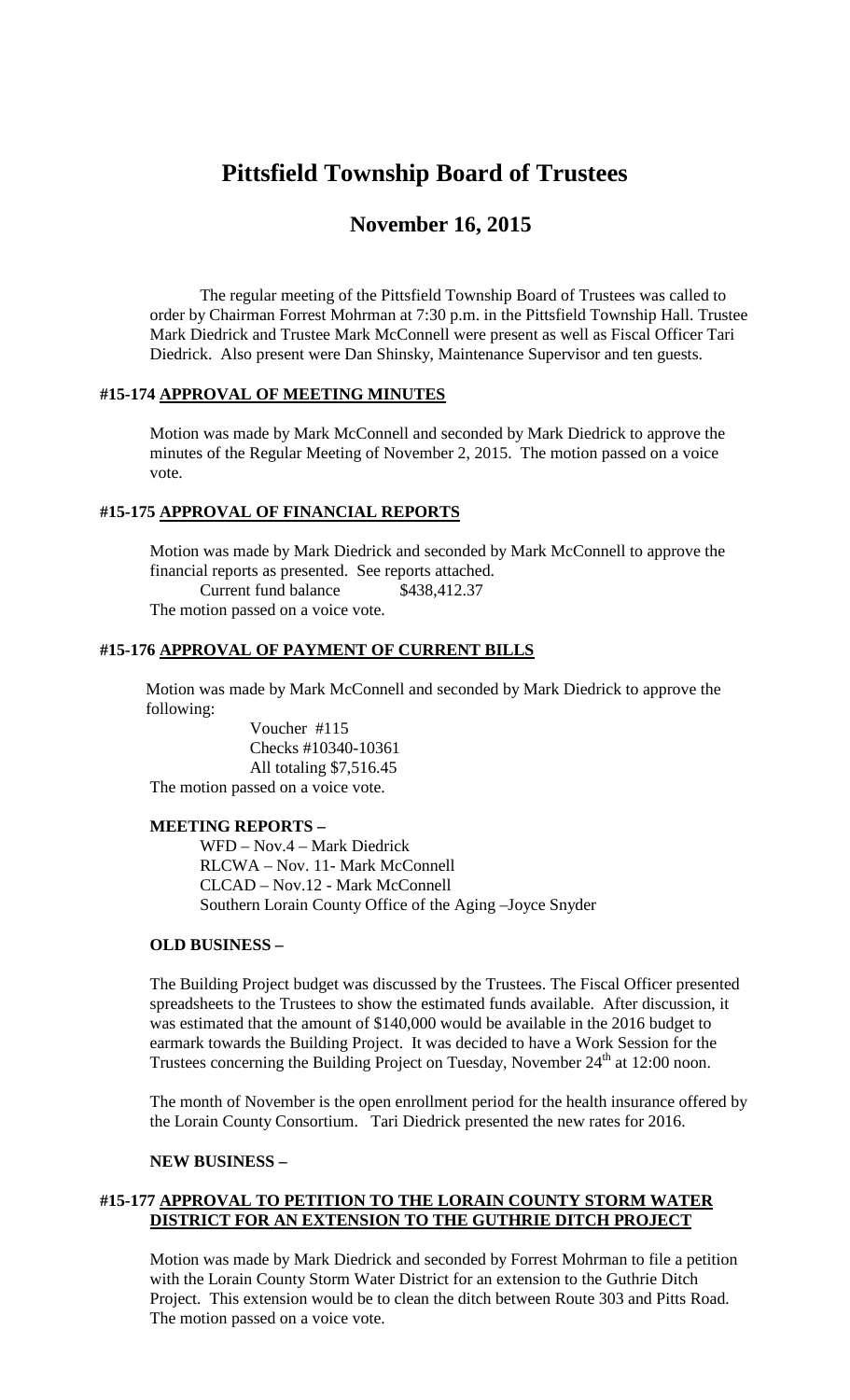# Pittsfield Township Board of Trustees

## November 16, 2015

The regular meeting of the Pittsfield Township Board of Trustees was called to order by Chairman Forrest Mohrman at 7:30 p.m. in the Pittsfield Township Hall. Trustee Mark Diedrick and Trustee Mark McConnell were present as well as Fiscal Officer Tari Diedrick. Also present were Dan Shinsky, Maintenance Supervisor and ten guests.

### #15-174 APPROVAL OF MEETING MINUTES

Motion was made by Mark McConnell and seconded by Mark Diedrick to approve the minutes of the Regular Meeting of November 2, 2015. The motion passed on a voice vote.

### #15-175 APPROVAL OF FINANCIAL REPORTS

Motion was made by Mark Diedrick and seconded by Mark McConnell to approve the financial reports as presented. See reports attached.

Current fund balance $438,412.37

The motion passed on a voice vote.

### #15-176 APPROVAL OF PAYMENT OF CURRENT BILLS

Motion was made by Mark McConnell and seconded by Mark Diedrick to approve the following:

Voucher #115
Checks #10340-10361
All totaling $7,516.45

The motion passed on a voice vote.

### MEETING REPORTS –

WFD – Nov.4 – Mark Diedrick
RLCWA – Nov. 11- Mark McConnell
CLCAD – Nov.12 - Mark McConnell
Southern Lorain County Office of the Aging –Joyce Snyder

### OLD BUSINESS –

The Building Project budget was discussed by the Trustees. The Fiscal Officer presented spreadsheets to the Trustees to show the estimated funds available. After discussion, it was estimated that the amount of $140,000 would be available in the 2016 budget to earmark towards the Building Project. It was decided to have a Work Session for the Trustees concerning the Building Project on Tuesday, November 24th at 12:00 noon.

The month of November is the open enrollment period for the health insurance offered by the Lorain County Consortium. Tari Diedrick presented the new rates for 2016.

### NEW BUSINESS –

### #15-177 APPROVAL TO PETITION TO THE LORAIN COUNTY STORM WATER DISTRICT FOR AN EXTENSION TO THE GUTHRIE DITCH PROJECT

Motion was made by Mark Diedrick and seconded by Forrest Mohrman to file a petition with the Lorain County Storm Water District for an extension to the Guthrie Ditch Project. This extension would be to clean the ditch between Route 303 and Pitts Road. The motion passed on a voice vote.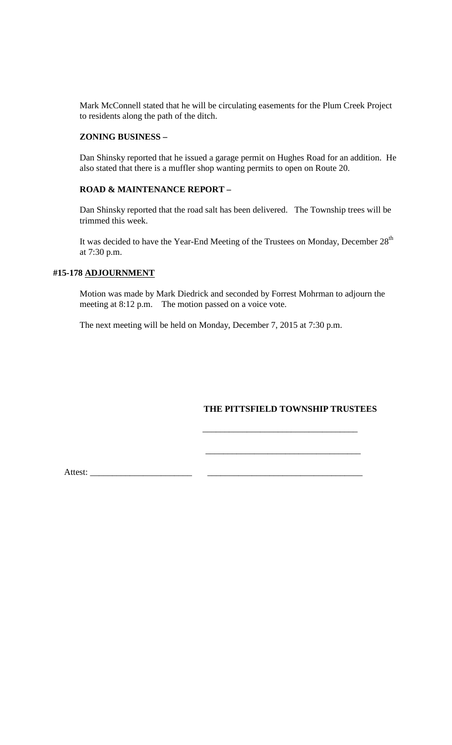Mark McConnell stated that he will be circulating easements for the Plum Creek Project to residents along the path of the ditch.

**ZONING BUSINESS –**

Dan Shinsky reported that he issued a garage permit on Hughes Road for an addition. He also stated that there is a muffler shop wanting permits to open on Route 20.

**ROAD & MAINTENANCE REPORT –**

Dan Shinsky reported that the road salt has been delivered. The Township trees will be trimmed this week.

It was decided to have the Year-End Meeting of the Trustees on Monday, December 28th at 7:30 p.m.

**#15-178 ADJOURNMENT**

Motion was made by Mark Diedrick and seconded by Forrest Mohrman to adjourn the meeting at 8:12 p.m. The motion passed on a voice vote.

The next meeting will be held on Monday, December 7, 2015 at 7:30 p.m.

**THE PITTSFIELD TOWNSHIP TRUSTEES**

___________________________________

___________________________________

Attest: _______________________ ___________________________________